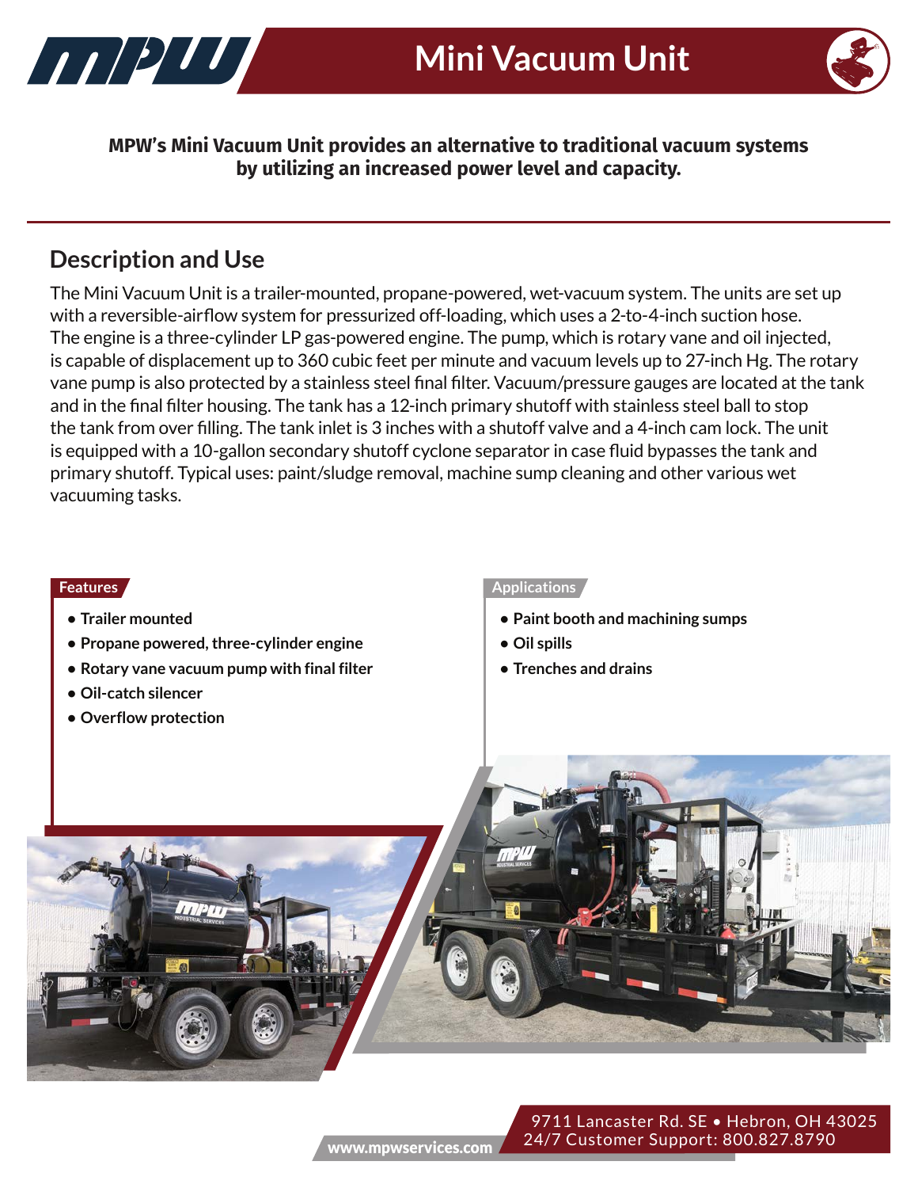# Mini Vacuum Unit

**MPW's Mini Vacuum Unit provides an alternative to traditional vacuum systems by utilizing an increased power level and capacity.**

## Description and Use

The Mini Vacuum Unit is a trailer-mounted, propane-powered, wet-vacuum system. The units are set up with a reversible-airflow system for pressurized off-loading, which uses a 2-to-4-inch suction hose. The engine is a three-cylinder LP gas-powered engine. The pump, which is rotary vane and oil injected, is capable of displacement up to 360 cubic feet per minute and vacuum levels up to 27-inch Hg. The rotary vane pump is also protected by a stainless steel final filter. Vacuum/pressure gauges are located at the tank and in the final filter housing. The tank has a 12-inch primary shutoff with stainless steel ball to stop the tank from over filling. The tank inlet is 3 inches with a shutoff valve and a 4-inch cam lock. The unit is equipped with a 10-gallon secondary shutoff cyclone separator in case fluid bypasses the tank and primary shutoff. Typical uses: paint/sludge removal, machine sump cleaning and other various wet vacuuming tasks.

### Features

- **Trailer mounted**
- **Propane powered, three-cylinder engine**
- **Rotary vane vacuum pump with final filter**
- **Oil-catch silencer**
- **Overflow protection**

### Applications

- **Paint booth and machining sumps**
- **Oil spills**
- **Trenches and drains**

www.mpwservices.com

9711 Lancaster Rd. SE • Hebron, OH 43025
24/7 Customer Support: 800.827.8790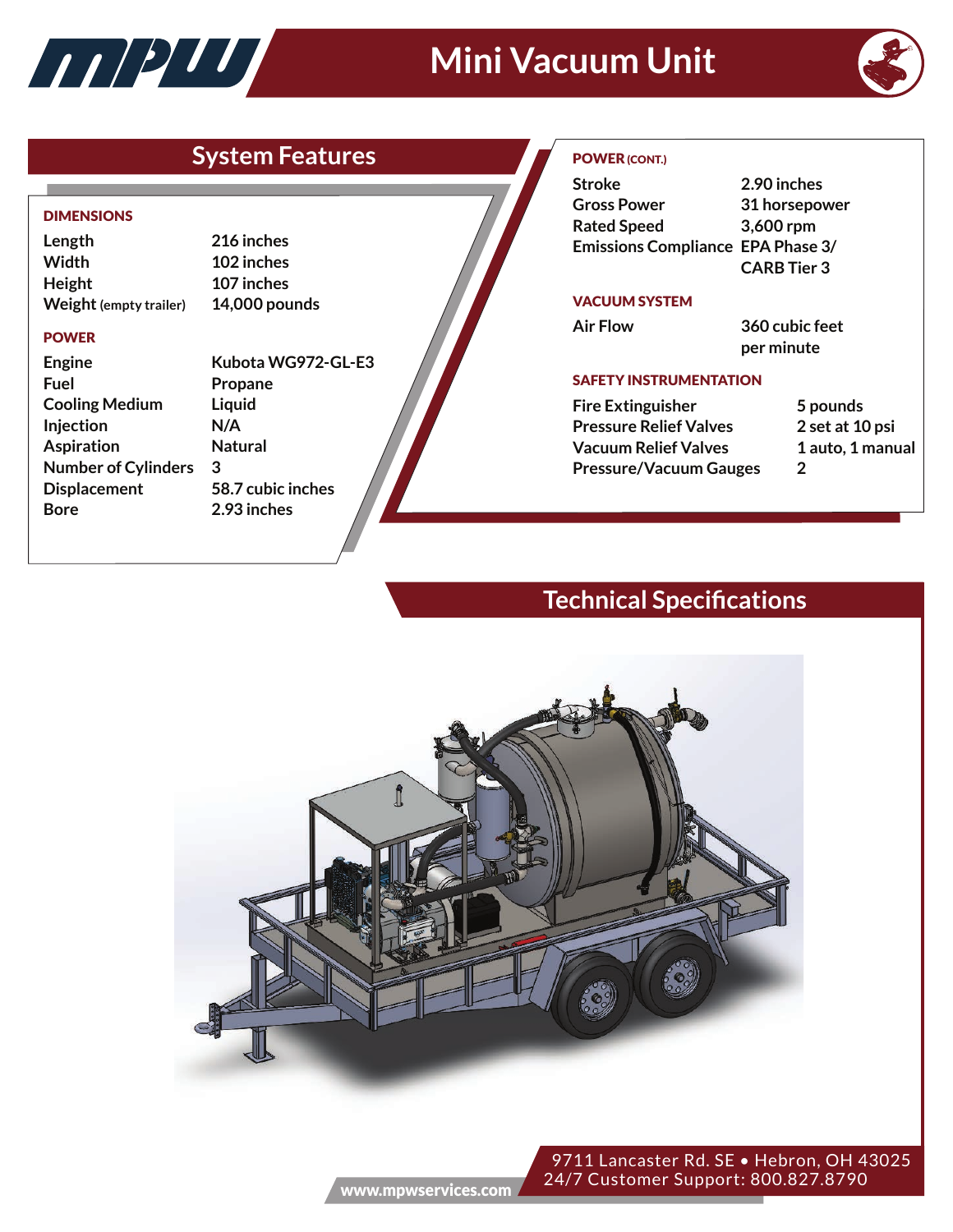# Mini Vacuum Unit

## System Features

### DIMENSIONS

| | |
|---|---|
| Length | 216 inches |
| Width | 102 inches |
| Height | 107 inches |
| Weight (empty trailer) | 14,000 pounds |

### POWER

| | |
|---|---|
| Engine | Kubota WG972-GL-E3 |
| Fuel | Propane |
| Cooling Medium | Liquid |
| Injection | N/A |
| Aspiration | Natural |
| Number of Cylinders | 3 |
| Displacement | 58.7 cubic inches |
| Bore | 2.93 inches |

### POWER (CONT.)

| | |
|---|---|
| Stroke | 2.90 inches |
| Gross Power | 31 horsepower |
| Rated Speed | 3,600 rpm |
| Emissions Compliance | EPA Phase 3/ CARB Tier 3 |

### VACUUM SYSTEM

| | |
|---|---|
| Air Flow | 360 cubic feet per minute |

### SAFETY INSTRUMENTATION

| | |
|---|---|
| Fire Extinguisher | 5 pounds |
| Pressure Relief Valves | 2 set at 10 psi |
| Vacuum Relief Valves | 1 auto, 1 manual |
| Pressure/Vacuum Gauges | 2 |

## Technical Specifications

www.mpwservices.com

9711 Lancaster Rd. SE • Hebron, OH 43025
24/7 Customer Support: 800.827.8790